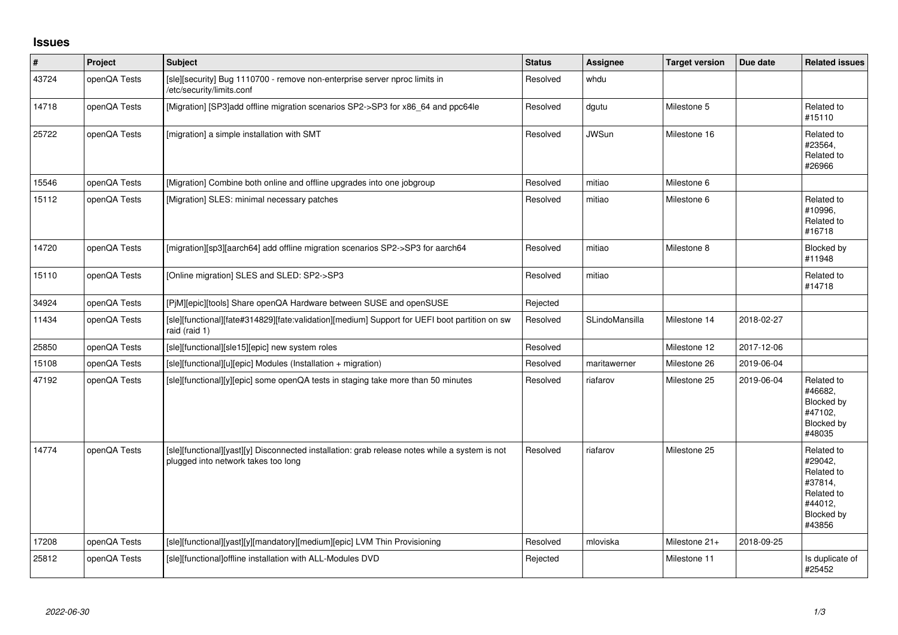# Issues

| # | Project | Subject | Status | Assignee | Target version | Due date | Related issues |
|---|---|---|---|---|---|---|---|
| 43724 | openQA Tests | [sle][security] Bug 1110700 - remove non-enterprise server nproc limits in /etc/security/limits.conf | Resolved | whdu | | | |
| 14718 | openQA Tests | [Migration] [SP3]add offline migration scenarios SP2->SP3 for x86_64 and ppc64le | Resolved | dgutu | Milestone 5 | | Related to #15110 |
| 25722 | openQA Tests | [migration] a simple installation with SMT | Resolved | JWSun | Milestone 16 | | Related to #23564, Related to #26966 |
| 15546 | openQA Tests | [Migration] Combine both online and offline upgrades into one jobgroup | Resolved | mitiao | Milestone 6 | | |
| 15112 | openQA Tests | [Migration] SLES: minimal necessary patches | Resolved | mitiao | Milestone 6 | | Related to #10996, Related to #16718 |
| 14720 | openQA Tests | [migration][sp3][aarch64] add offline migration scenarios SP2->SP3 for aarch64 | Resolved | mitiao | Milestone 8 | | Blocked by #11948 |
| 15110 | openQA Tests | [Online migration] SLES and SLED: SP2->SP3 | Resolved | mitiao | | | Related to #14718 |
| 34924 | openQA Tests | [PjM][epic][tools] Share openQA Hardware between SUSE and openSUSE | Rejected | | | | |
| 11434 | openQA Tests | [sle][functional][fate#314829][fate:validation][medium] Support for UEFI boot partition on sw raid (raid 1) | Resolved | SLindoMansilla | Milestone 14 | 2018-02-27 | |
| 25850 | openQA Tests | [sle][functional][sle15][epic] new system roles | Resolved | | Milestone 12 | 2017-12-06 | |
| 15108 | openQA Tests | [sle][functional][u][epic] Modules (Installation + migration) | Resolved | maritawerner | Milestone 26 | 2019-06-04 | |
| 47192 | openQA Tests | [sle][functional][y][epic] some openQA tests in staging take more than 50 minutes | Resolved | riafarov | Milestone 25 | 2019-06-04 | Related to #46682, Blocked by #47102, Blocked by #48035 |
| 14774 | openQA Tests | [sle][functional][yast][y] Disconnected installation: grab release notes while a system is not plugged into network takes too long | Resolved | riafarov | Milestone 25 | | Related to #29042, Related to #37814, Related to #44012, Blocked by #43856 |
| 17208 | openQA Tests | [sle][functional][yast][y][mandatory][medium][epic] LVM Thin Provisioning | Resolved | mloviska | Milestone 21+ | 2018-09-25 | |
| 25812 | openQA Tests | [sle][functional]offline installation with ALL-Modules DVD | Rejected | | Milestone 11 | | Is duplicate of #25452 |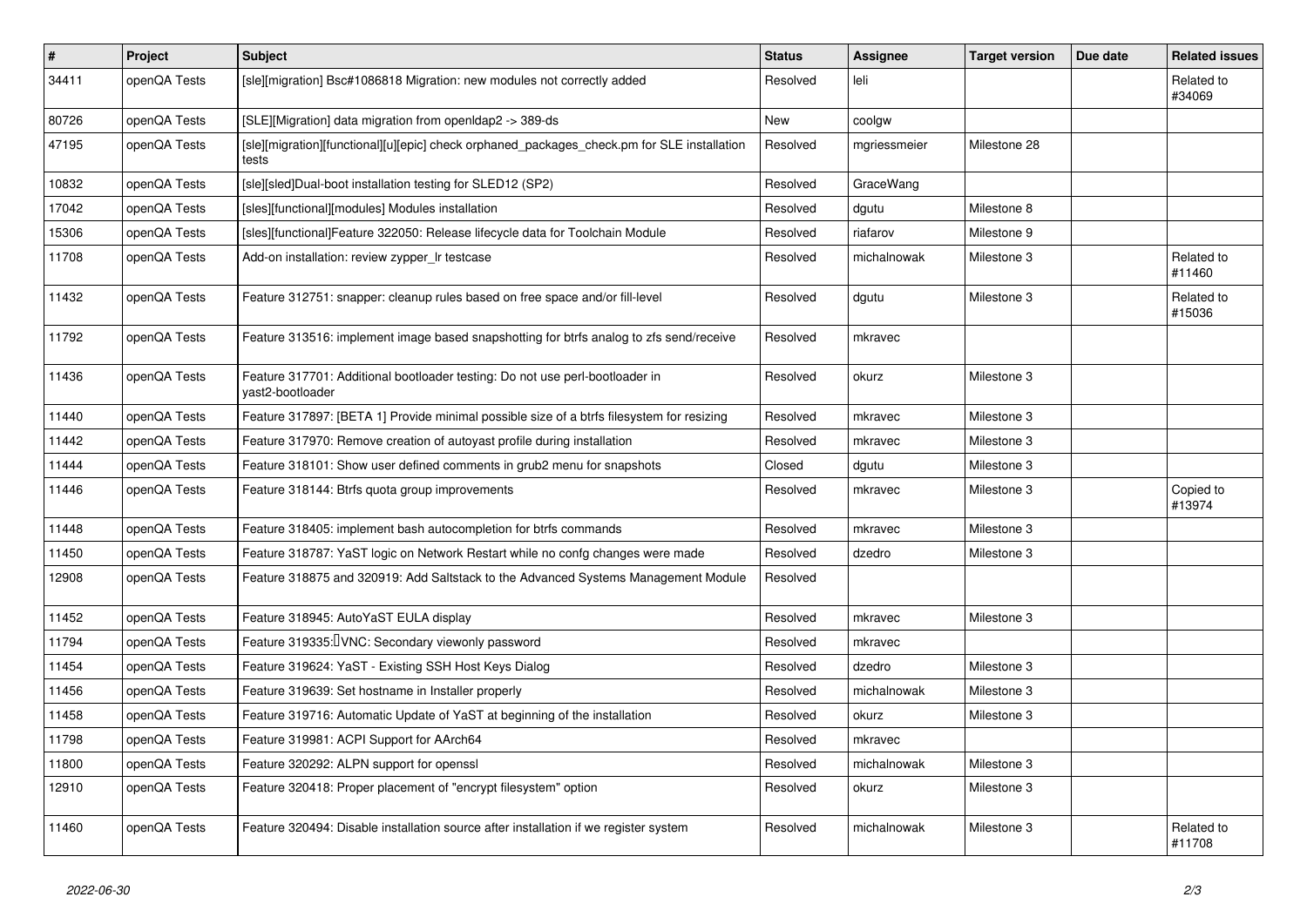| # | Project | Subject | Status | Assignee | Target version | Due date | Related issues |
|---|---|---|---|---|---|---|---|
| 34411 | openQA Tests | [sle][migration] Bsc#1086818 Migration: new modules not correctly added | Resolved | leli | | | Related to #34069 |
| 80726 | openQA Tests | [SLE][Migration] data migration from openldap2 -> 389-ds | New | coolgw | | | |
| 47195 | openQA Tests | [sle][migration][functional][u][epic] check orphaned_packages_check.pm for SLE installation tests | Resolved | mgriessmeier | Milestone 28 | | |
| 10832 | openQA Tests | [sle][sled]Dual-boot installation testing for SLED12 (SP2) | Resolved | GraceWang | | | |
| 17042 | openQA Tests | [sles][functional][modules] Modules installation | Resolved | dgutu | Milestone 8 | | |
| 15306 | openQA Tests | [sles][functional]Feature 322050: Release lifecycle data for Toolchain Module | Resolved | riafarov | Milestone 9 | | |
| 11708 | openQA Tests | Add-on installation: review zypper_lr testcase | Resolved | michalnowak | Milestone 3 | | Related to #11460 |
| 11432 | openQA Tests | Feature 312751: snapper: cleanup rules based on free space and/or fill-level | Resolved | dgutu | Milestone 3 | | Related to #15036 |
| 11792 | openQA Tests | Feature 313516: implement image based snapshotting for btrfs analog to zfs send/receive | Resolved | mkravec | | | |
| 11436 | openQA Tests | Feature 317701: Additional bootloader testing: Do not use perl-bootloader in yast2-bootloader | Resolved | okurz | Milestone 3 | | |
| 11440 | openQA Tests | Feature 317897: [BETA 1] Provide minimal possible size of a btrfs filesystem for resizing | Resolved | mkravec | Milestone 3 | | |
| 11442 | openQA Tests | Feature 317970: Remove creation of autoyast profile during installation | Resolved | mkravec | Milestone 3 | | |
| 11444 | openQA Tests | Feature 318101: Show user defined comments in grub2 menu for snapshots | Closed | dgutu | Milestone 3 | | |
| 11446 | openQA Tests | Feature 318144: Btrfs quota group improvements | Resolved | mkravec | Milestone 3 | | Copied to #13974 |
| 11448 | openQA Tests | Feature 318405: implement bash autocompletion for btrfs commands | Resolved | mkravec | Milestone 3 | | |
| 11450 | openQA Tests | Feature 318787: YaST logic on Network Restart while no confg changes were made | Resolved | dzedro | Milestone 3 | | |
| 12908 | openQA Tests | Feature 318875 and 320919: Add Saltstack to the Advanced Systems Management Module | Resolved | | | | |
| 11452 | openQA Tests | Feature 318945: AutoYaST EULA display | Resolved | mkravec | Milestone 3 | | |
| 11794 | openQA Tests | Feature 319335: VNC: Secondary viewonly password | Resolved | mkravec | | | |
| 11454 | openQA Tests | Feature 319624: YaST - Existing SSH Host Keys Dialog | Resolved | dzedro | Milestone 3 | | |
| 11456 | openQA Tests | Feature 319639: Set hostname in Installer properly | Resolved | michalnowak | Milestone 3 | | |
| 11458 | openQA Tests | Feature 319716: Automatic Update of YaST at beginning of the installation | Resolved | okurz | Milestone 3 | | |
| 11798 | openQA Tests | Feature 319981: ACPI Support for AArch64 | Resolved | mkravec | | | |
| 11800 | openQA Tests | Feature 320292: ALPN support for openssl | Resolved | michalnowak | Milestone 3 | | |
| 12910 | openQA Tests | Feature 320418: Proper placement of "encrypt filesystem" option | Resolved | okurz | Milestone 3 | | |
| 11460 | openQA Tests | Feature 320494: Disable installation source after installation if we register system | Resolved | michalnowak | Milestone 3 | | Related to #11708 |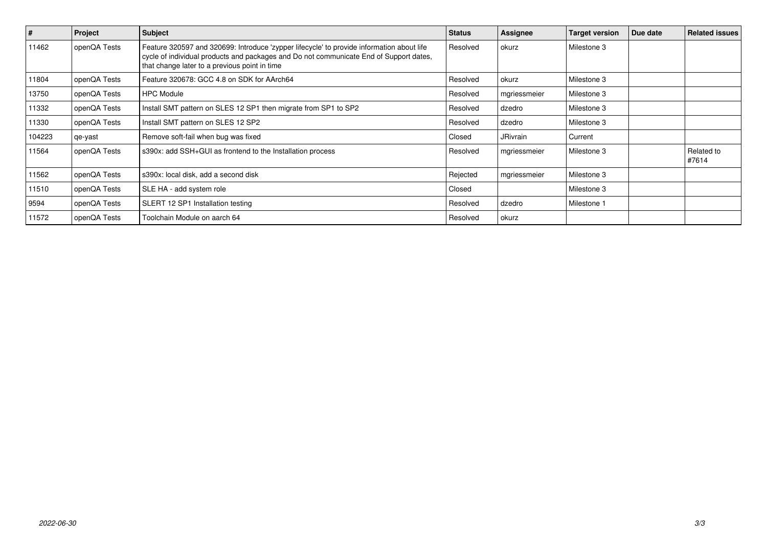| # | Project | Subject | Status | Assignee | Target version | Due date | Related issues |
|---|---|---|---|---|---|---|---|
| 11462 | openQA Tests | Feature 320597 and 320699: Introduce 'zypper lifecycle' to provide information about life cycle of individual products and packages and Do not communicate End of Support dates, that change later to a previous point in time | Resolved | okurz | Milestone 3 | | |
| 11804 | openQA Tests | Feature 320678: GCC 4.8 on SDK for AArch64 | Resolved | okurz | Milestone 3 | | |
| 13750 | openQA Tests | HPC Module | Resolved | mgriessmeier | Milestone 3 | | |
| 11332 | openQA Tests | Install SMT pattern on SLES 12 SP1 then migrate from SP1 to SP2 | Resolved | dzedro | Milestone 3 | | |
| 11330 | openQA Tests | Install SMT pattern on SLES 12 SP2 | Resolved | dzedro | Milestone 3 | | |
| 104223 | qe-yast | Remove soft-fail when bug was fixed | Closed | JRivrain | Current | | |
| 11564 | openQA Tests | s390x: add SSH+GUI as frontend to the Installation process | Resolved | mgriessmeier | Milestone 3 | | Related to #7614 |
| 11562 | openQA Tests | s390x: local disk, add a second disk | Rejected | mgriessmeier | Milestone 3 | | |
| 11510 | openQA Tests | SLE HA - add system role | Closed | | Milestone 3 | | |
| 9594 | openQA Tests | SLERT 12 SP1 Installation testing | Resolved | dzedro | Milestone 1 | | |
| 11572 | openQA Tests | Toolchain Module on aarch 64 | Resolved | okurz | | | |

*2022-06-30*